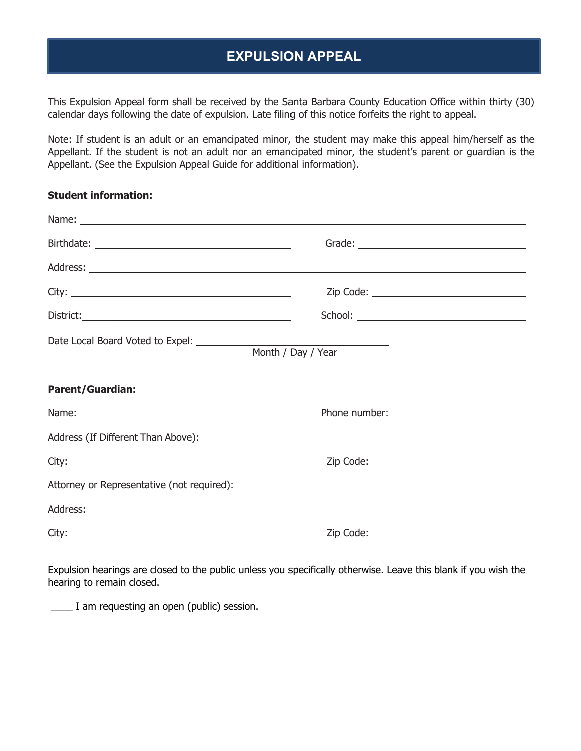# EXPULSION APPEAL

This Expulsion Appeal form shall be received by the Santa Barbara County Education Office within thirty (30) calendar days following the date of expulsion. Late filing of this notice forfeits the right to appeal.

Note: If student is an adult or an emancipated minor, the student may make this appeal him/herself as the Appellant. If the student is not an adult nor an emancipated minor, the student's parent or guardian is the Appellant. (See the Expulsion Appeal Guide for additional information).

**Student information:**

Name: ______________________________________________

Birthdate: ______________________ Grade: ______________________

Address: ______________________________________________

City: ______________________ Zip Code: ______________________

District: ______________________ School: ______________________

Date Local Board Voted to Expel: ______________________
Month / Day / Year

**Parent/Guardian:**

Name: ______________________ Phone number: ______________________

Address (If Different Than Above): ______________________________________________

City: ______________________ Zip Code: ______________________

Attorney or Representative (not required): ______________________________________________

Address: ______________________________________________

City: ______________________ Zip Code: ______________________

Expulsion hearings are closed to the public unless you specifically otherwise. Leave this blank if you wish the hearing to remain closed.

____ I am requesting an open (public) session.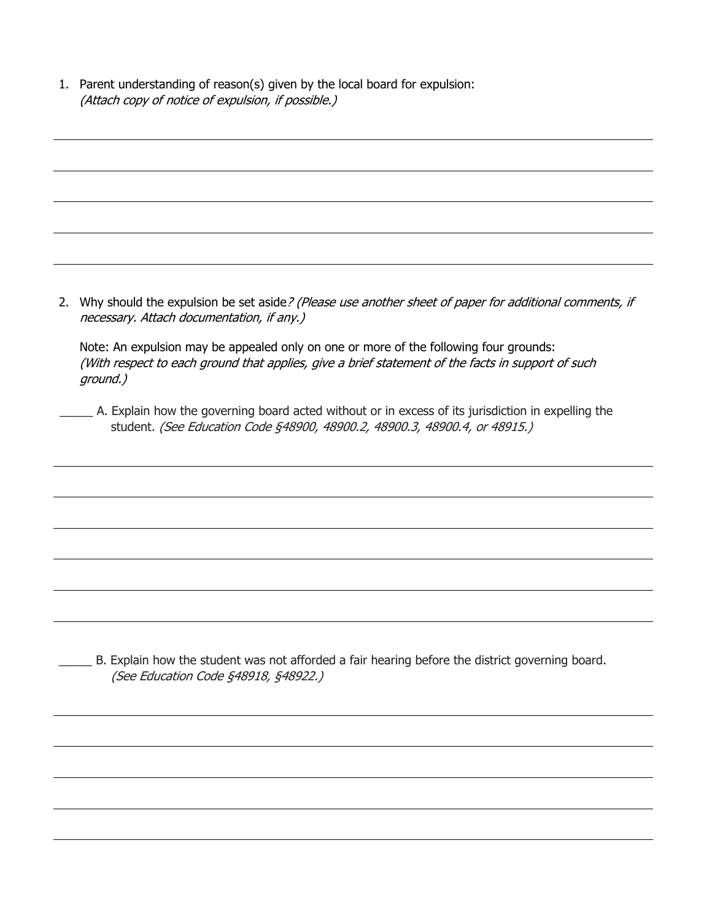1. Parent understanding of reason(s) given by the local board for expulsion:
   *(Attach copy of notice of expulsion, if possible.)*

______________________________________________________________________

______________________________________________________________________

______________________________________________________________________

______________________________________________________________________

______________________________________________________________________

2. Why should the expulsion be set aside*? (Please use another sheet of paper for additional comments, if necessary. Attach documentation, if any.)*

   Note: An expulsion may be appealed only on one or more of the following four grounds:
   *(With respect to each ground that applies, give a brief statement of the facts in support of such ground.)*

_____ A. Explain how the governing board acted without or in excess of its jurisdiction in expelling the student. *(See Education Code §48900, 48900.2, 48900.3, 48900.4, or 48915.)*

______________________________________________________________________

______________________________________________________________________

______________________________________________________________________

______________________________________________________________________

______________________________________________________________________

______________________________________________________________________

_____ B. Explain how the student was not afforded a fair hearing before the district governing board. *(See Education Code §48918, §48922.)*

______________________________________________________________________

______________________________________________________________________

______________________________________________________________________

______________________________________________________________________

______________________________________________________________________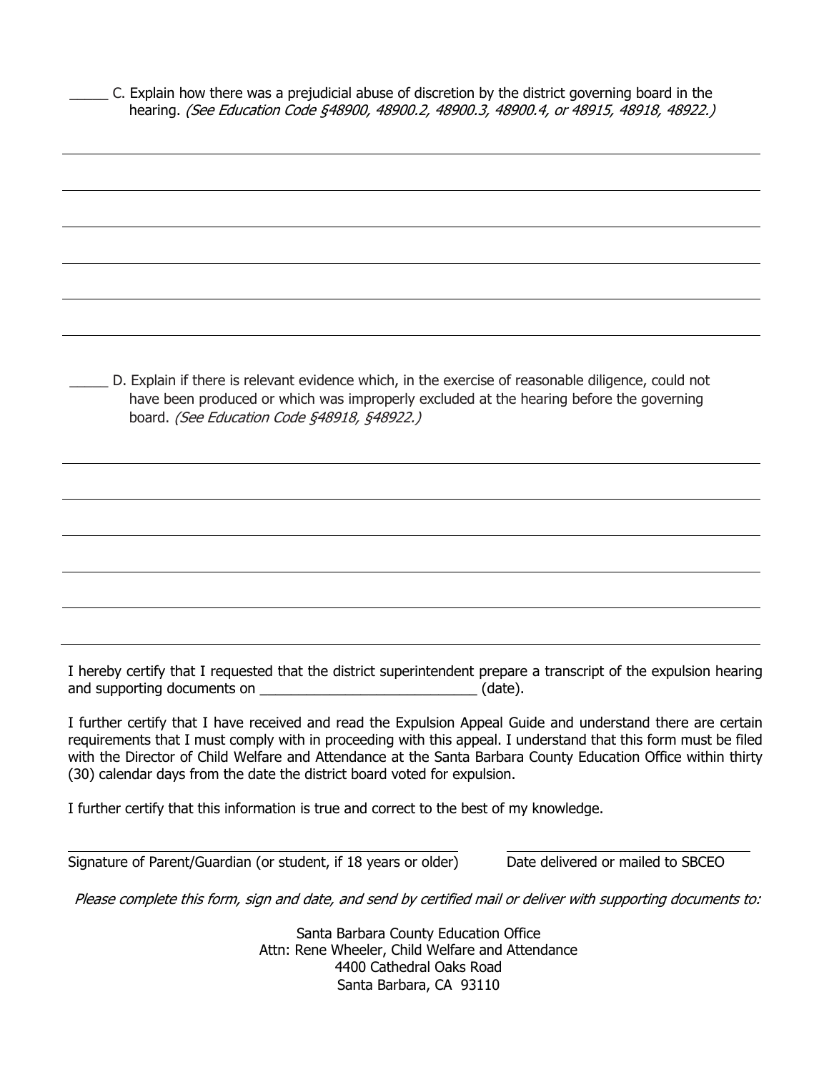_____ C. Explain how there was a prejudicial abuse of discretion by the district governing board in the hearing. *(See Education Code §48900, 48900.2, 48900.3, 48900.4, or 48915, 48918, 48922.)*

_____ D. Explain if there is relevant evidence which, in the exercise of reasonable diligence, could not have been produced or which was improperly excluded at the hearing before the governing board. *(See Education Code §48918, §48922.)*

I hereby certify that I requested that the district superintendent prepare a transcript of the expulsion hearing and supporting documents on ____________________________ (date).

I further certify that I have received and read the Expulsion Appeal Guide and understand there are certain requirements that I must comply with in proceeding with this appeal. I understand that this form must be filed with the Director of Child Welfare and Attendance at the Santa Barbara County Education Office within thirty (30) calendar days from the date the district board voted for expulsion.

I further certify that this information is true and correct to the best of my knowledge.

Signature of Parent/Guardian (or student, if 18 years or older)

Date delivered or mailed to SBCEO

*Please complete this form, sign and date, and send by certified mail or deliver with supporting documents to:*

Santa Barbara County Education Office
Attn: Rene Wheeler, Child Welfare and Attendance
4400 Cathedral Oaks Road
Santa Barbara, CA 93110